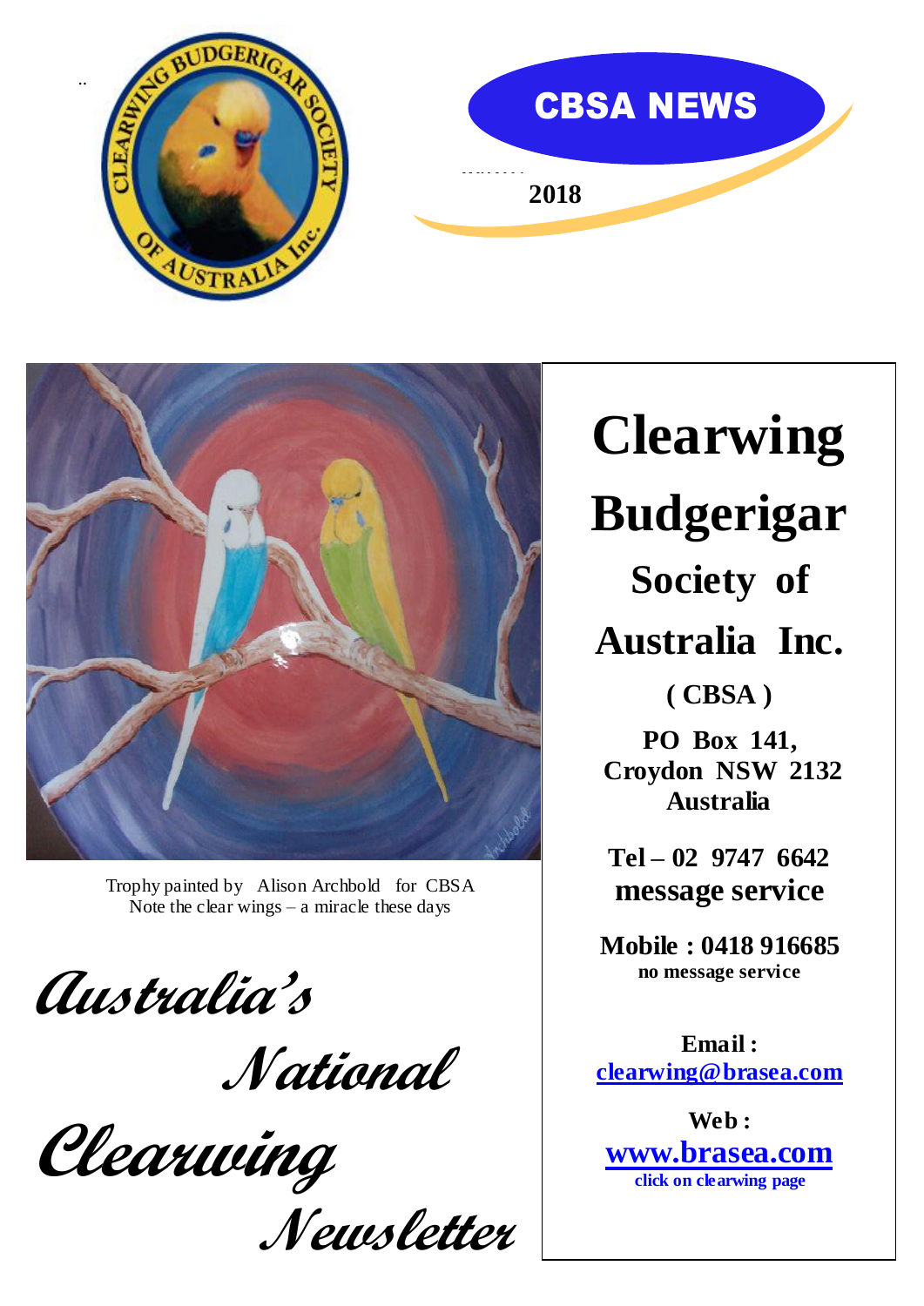# CBSA NEWS

2018

Trophy painted by Alison Archbold for CBSA
Note the clear wings – a miracle these days

*Australia's National Clearwing Newsletter*

# Clearwing Budgerigar Society of Australia Inc.

**( CBSA )**

**PO Box 141,**
**Croydon NSW 2132**
**Australia**

**Tel – 02 9747 6642**
**message service**

**Mobile : 0418 916685**
**no message service**

**Email :**
**clearwing@brasea.com**

**Web :**
**www.brasea.com**
**click on clearwing page**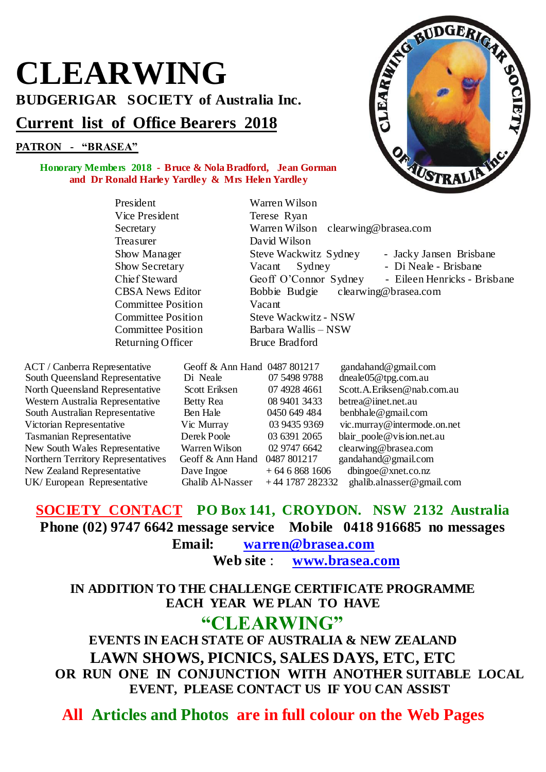# CLEARWING

## BUDGERIGAR SOCIETY of Australia Inc.

## Current list of Office Bearers 2018

**PATRON - "BRASEA"**

**Honorary Members 2018 - Bruce & Nola Bradford, Jean Gorman and Dr Ronald Harley Yardley & Mrs Helen Yardley**

| | | |
|---|---|---|
| President | Warren Wilson | |
| Vice President | Terese Ryan | |
| Secretary | Warren Wilson clearwing@brasea.com | |
| Treasurer | David Wilson | |
| Show Manager | Steve Wackwitz Sydney | - Jacky Jansen Brisbane |
| Show Secretary | Vacant Sydney | - Di Neale - Brisbane |
| Chief Steward | Geoff O'Connor Sydney | - Eileen Henricks - Brisbane |
| CBSA News Editor | Bobbie Budgie clearwing@brasea.com | |
| Committee Position | Vacant | |
| Committee Position | Steve Wackwitz - NSW | |
| Committee Position | Barbara Wallis – NSW | |
| Returning Officer | Bruce Bradford | |

| | | | |
|---|---|---|---|
| ACT / Canberra Representative | Geoff & Ann Hand | 0487 801217 | gandahand@gmail.com |
| South Queensland Representative | Di Neale | 07 5498 9788 | dneale05@tpg.com.au |
| North Queensland Representative | Scott Eriksen | 07 4928 4661 | Scott.A.Eriksen@nab.com.au |
| Western Australia Representative | Betty Rea | 08 9401 3433 | betrea@iinet.net.au |
| South Australian Representative | Ben Hale | 0450 649 484 | benbhale@gmail.com |
| Victorian Representative | Vic Murray | 03 9435 9369 | vic.murray@intermode.on.net |
| Tasmanian Representative | Derek Poole | 03 6391 2065 | blair_poole@vision.net.au |
| New South Wales Representative | Warren Wilson | 02 9747 6642 | clearwing@brasea.com |
| Northern Territory Representatives | Geoff & Ann Hand | 0487 801217 | gandahand@gmail.com |
| New Zealand Representative | Dave Ingoe | + 64 6 868 1606 | dbingoe@xnet.co.nz |
| UK/ European Representative | Ghalib Al-Nasser | + 44 1787 282332 | ghalib.alnasser@gmail.com |

**SOCIETY CONTACT PO Box 141, CROYDON. NSW 2132 Australia**
**Phone (02) 9747 6642 message service Mobile 0418 916685 no messages**
**Email: warren@brasea.com**
**Web site : www.brasea.com**

**IN ADDITION TO THE CHALLENGE CERTIFICATE PROGRAMME EACH YEAR WE PLAN TO HAVE**

## "CLEARWING"

**EVENTS IN EACH STATE OF AUSTRALIA & NEW ZEALAND**
**LAWN SHOWS, PICNICS, SALES DAYS, ETC, ETC**
**OR RUN ONE IN CONJUNCTION WITH ANOTHER SUITABLE LOCAL EVENT, PLEASE CONTACT US IF YOU CAN ASSIST**

**All Articles and Photos are in full colour on the Web Pages**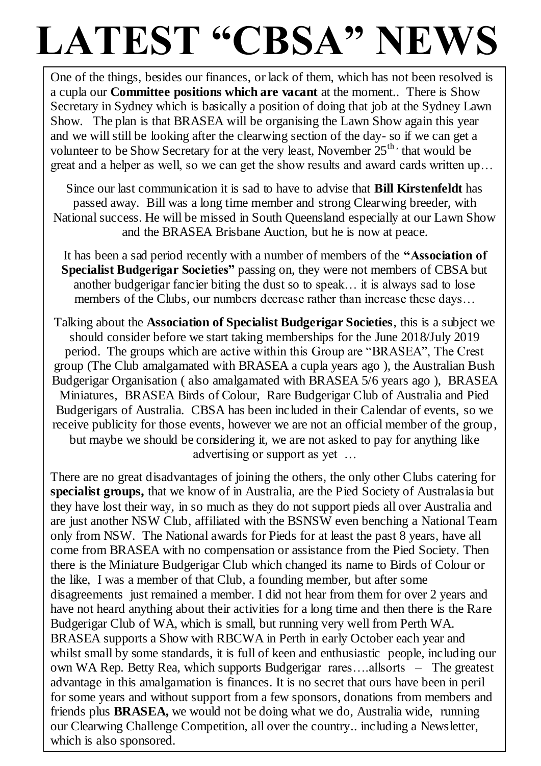# LATEST "CBSA" NEWS

One of the things, besides our finances, or lack of them, which has not been resolved is a cupla our **Committee positions which are vacant** at the moment.. There is Show Secretary in Sydney which is basically a position of doing that job at the Sydney Lawn Show. The plan is that BRASEA will be organising the Lawn Show again this year and we will still be looking after the clearwing section of the day- so if we can get a volunteer to be Show Secretary for at the very least, November 25th, that would be great and a helper as well, so we can get the show results and award cards written up…

Since our last communication it is sad to have to advise that **Bill Kirstenfeldt** has passed away. Bill was a long time member and strong Clearwing breeder, with National success. He will be missed in South Queensland especially at our Lawn Show and the BRASEA Brisbane Auction, but he is now at peace.

It has been a sad period recently with a number of members of the **"Association of Specialist Budgerigar Societies"** passing on, they were not members of CBSA but another budgerigar fancier biting the dust so to speak… it is always sad to lose members of the Clubs, our numbers decrease rather than increase these days…

Talking about the **Association of Specialist Budgerigar Societies**, this is a subject we should consider before we start taking memberships for the June 2018/July 2019 period. The groups which are active within this Group are "BRASEA", The Crest group (The Club amalgamated with BRASEA a cupla years ago ), the Australian Bush Budgerigar Organisation ( also amalgamated with BRASEA 5/6 years ago ), BRASEA Miniatures, BRASEA Birds of Colour, Rare Budgerigar Club of Australia and Pied Budgerigars of Australia. CBSA has been included in their Calendar of events, so we receive publicity for those events, however we are not an official member of the group, but maybe we should be considering it, we are not asked to pay for anything like advertising or support as yet …

There are no great disadvantages of joining the others, the only other Clubs catering for **specialist groups,** that we know of in Australia, are the Pied Society of Australasia but they have lost their way, in so much as they do not support pieds all over Australia and are just another NSW Club, affiliated with the BSNSW even benching a National Team only from NSW. The National awards for Pieds for at least the past 8 years, have all come from BRASEA with no compensation or assistance from the Pied Society. Then there is the Miniature Budgerigar Club which changed its name to Birds of Colour or the like, I was a member of that Club, a founding member, but after some disagreements just remained a member. I did not hear from them for over 2 years and have not heard anything about their activities for a long time and then there is the Rare Budgerigar Club of WA, which is small, but running very well from Perth WA. BRASEA supports a Show with RBCWA in Perth in early October each year and whilst small by some standards, it is full of keen and enthusiastic people, including our own WA Rep. Betty Rea, which supports Budgerigar rares….allsorts – The greatest advantage in this amalgamation is finances. It is no secret that ours have been in peril for some years and without support from a few sponsors, donations from members and friends plus **BRASEA,** we would not be doing what we do, Australia wide, running our Clearwing Challenge Competition, all over the country.. including a Newsletter, which is also sponsored.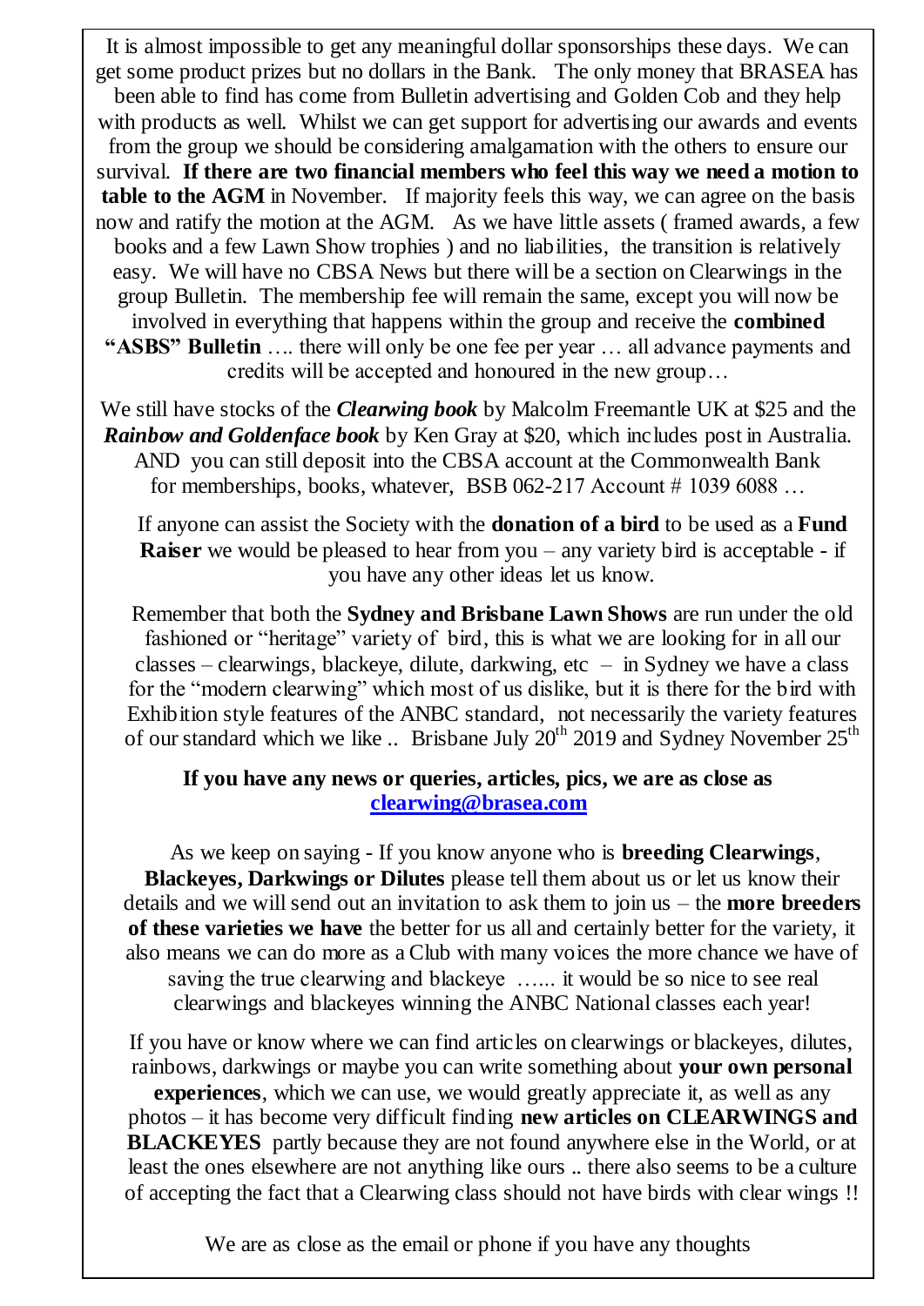It is almost impossible to get any meaningful dollar sponsorships these days. We can get some product prizes but no dollars in the Bank. The only money that BRASEA has been able to find has come from Bulletin advertising and Golden Cob and they help with products as well. Whilst we can get support for advertising our awards and events from the group we should be considering amalgamation with the others to ensure our survival. **If there are two financial members who feel this way we need a motion to table to the AGM** in November. If majority feels this way, we can agree on the basis now and ratify the motion at the AGM. As we have little assets ( framed awards, a few books and a few Lawn Show trophies ) and no liabilities, the transition is relatively easy. We will have no CBSA News but there will be a section on Clearwings in the group Bulletin. The membership fee will remain the same, except you will now be involved in everything that happens within the group and receive the **combined "ASBS" Bulletin** …. there will only be one fee per year … all advance payments and credits will be accepted and honoured in the new group…

We still have stocks of the ***Clearwing book*** by Malcolm Freemantle UK at $25 and the ***Rainbow and Goldenface book*** by Ken Gray at $20, which includes post in Australia. AND you can still deposit into the CBSA account at the Commonwealth Bank for memberships, books, whatever, BSB 062-217 Account # 1039 6088 …

If anyone can assist the Society with the **donation of a bird** to be used as a **Fund Raiser** we would be pleased to hear from you – any variety bird is acceptable - if you have any other ideas let us know.

Remember that both the **Sydney and Brisbane Lawn Shows** are run under the old fashioned or "heritage" variety of bird, this is what we are looking for in all our classes – clearwings, blackeye, dilute, darkwing, etc – in Sydney we have a class for the "modern clearwing" which most of us dislike, but it is there for the bird with Exhibition style features of the ANBC standard, not necessarily the variety features of our standard which we like .. Brisbane July 20th 2019 and Sydney November 25th

**If you have any news or queries, articles, pics, we are as close as [clearwing@brasea.com](mailto:clearwing@brasea.com)**

As we keep on saying - If you know anyone who is **breeding Clearwings**, **Blackeyes, Darkwings or Dilutes** please tell them about us or let us know their details and we will send out an invitation to ask them to join us – the **more breeders of these varieties we have** the better for us all and certainly better for the variety, it also means we can do more as a Club with many voices the more chance we have of saving the true clearwing and blackeye …... it would be so nice to see real clearwings and blackeyes winning the ANBC National classes each year!

If you have or know where we can find articles on clearwings or blackeyes, dilutes, rainbows, darkwings or maybe you can write something about **your own personal experiences**, which we can use, we would greatly appreciate it, as well as any photos – it has become very difficult finding **new articles on CLEARWINGS and BLACKEYES** partly because they are not found anywhere else in the World, or at least the ones elsewhere are not anything like ours .. there also seems to be a culture of accepting the fact that a Clearwing class should not have birds with clear wings !!

We are as close as the email or phone if you have any thoughts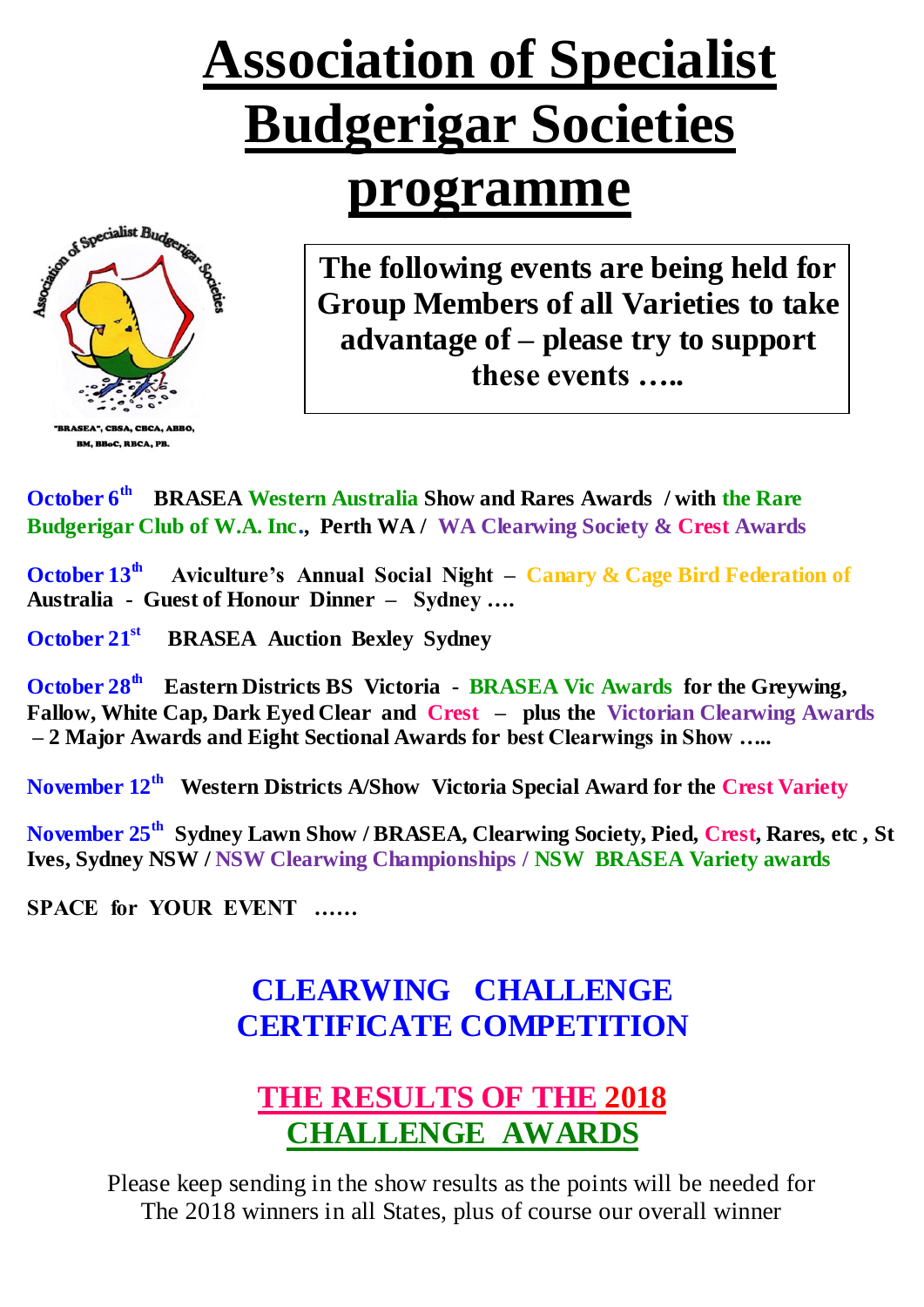# Association of Specialist Budgerigar Societies programme

"BRASEA", CBSA, CBCA, ABBO, BM, BBoC, RBCA, PB.

**The following events are being held for Group Members of all Varieties to take advantage of – please try to support these events …..**

**October 6th** **BRASEA Western Australia Show and Rares Awards / with the Rare Budgerigar Club of W.A. Inc., Perth WA / WA Clearwing Society & Crest Awards**

**October 13th** **Aviculture's Annual Social Night – Canary & Cage Bird Federation of Australia - Guest of Honour Dinner – Sydney ….**

**October 21st** **BRASEA Auction Bexley Sydney**

**October 28th** **Eastern Districts BS Victoria - BRASEA Vic Awards for the Greywing, Fallow, White Cap, Dark Eyed Clear and Crest – plus the Victorian Clearwing Awards – 2 Major Awards and Eight Sectional Awards for best Clearwings in Show …..**

**November 12th** **Western Districts A/Show Victoria Special Award for the Crest Variety**

**November 25th** **Sydney Lawn Show / BRASEA, Clearwing Society, Pied, Crest, Rares, etc , St Ives, Sydney NSW / NSW Clearwing Championships / NSW BRASEA Variety awards**

**SPACE for YOUR EVENT ……**

## CLEARWING CHALLENGE CERTIFICATE COMPETITION

## THE RESULTS OF THE 2018 CHALLENGE AWARDS

Please keep sending in the show results as the points will be needed for The 2018 winners in all States, plus of course our overall winner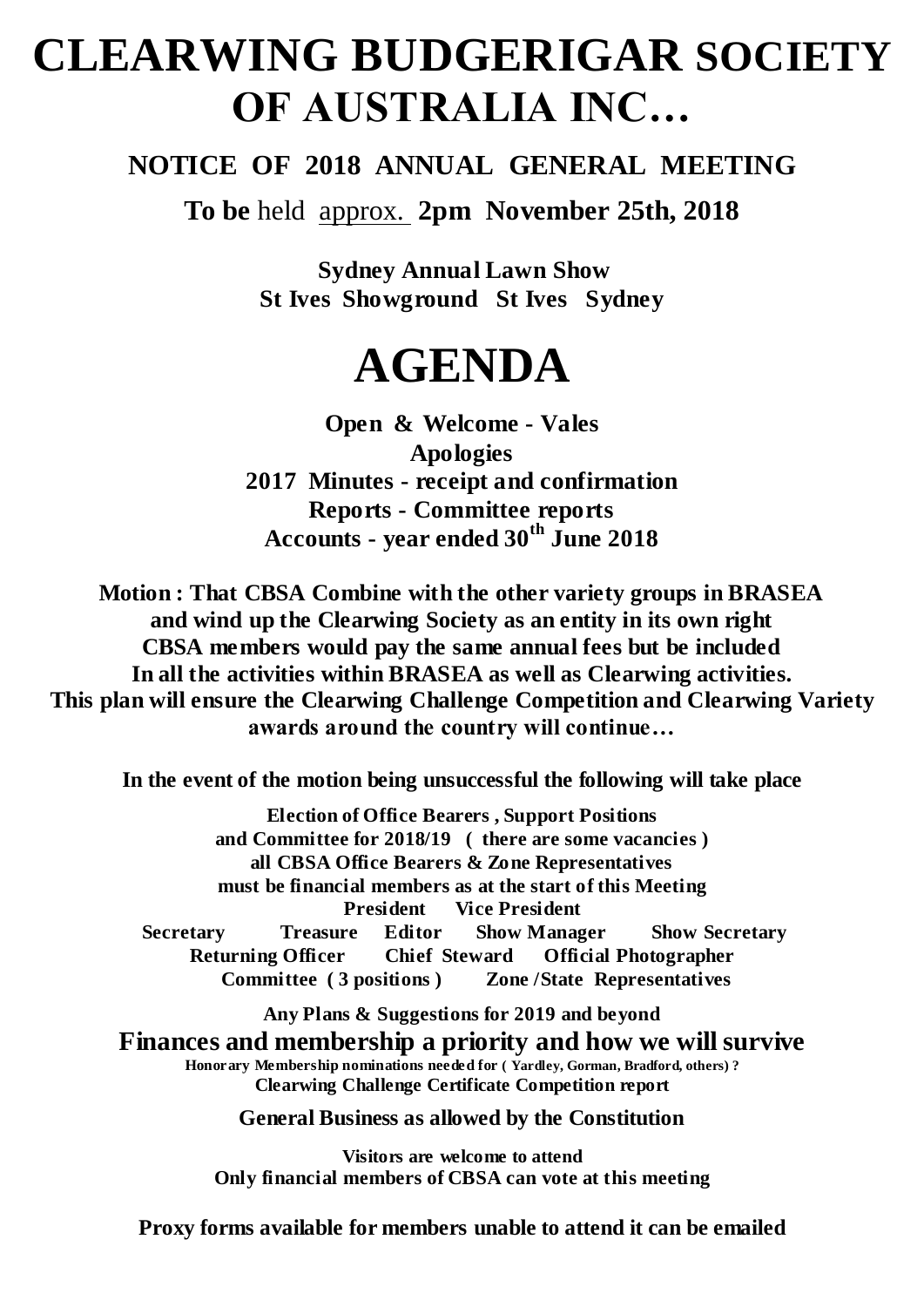# CLEARWING BUDGERIGAR SOCIETY OF AUSTRALIA INC…

## NOTICE OF 2018 ANNUAL GENERAL MEETING

**To be** held approx. **2pm November 25th, 2018**

**Sydney Annual Lawn Show**
**St Ives Showground St Ives Sydney**

# AGENDA

**Open & Welcome - Vales**
**Apologies**
**2017 Minutes - receipt and confirmation**
**Reports - Committee reports**
**Accounts - year ended 30th June 2018**

**Motion : That CBSA Combine with the other variety groups in BRASEA and wind up the Clearwing Society as an entity in its own right CBSA members would pay the same annual fees but be included In all the activities within BRASEA as well as Clearwing activities. This plan will ensure the Clearwing Challenge Competition and Clearwing Variety awards around the country will continue…**

**In the event of the motion being unsuccessful the following will take place**

**Election of Office Bearers , Support Positions and Committee for 2018/19 ( there are some vacancies ) all CBSA Office Bearers & Zone Representatives must be financial members as at the start of this Meeting**

**President Vice President**
**Secretary Treasure Editor Show Manager Show Secretary**
**Returning Officer Chief Steward Official Photographer**
**Committee ( 3 positions ) Zone /State Representatives**

**Any Plans & Suggestions for 2019 and beyond**

**Finances and membership a priority and how we will survive**

**Honorary Membership nominations needed for ( Yardley, Gorman, Bradford, others) ?**
**Clearwing Challenge Certificate Competition report**

**General Business as allowed by the Constitution**

**Visitors are welcome to attend**
**Only financial members of CBSA can vote at this meeting**

**Proxy forms available for members unable to attend it can be emailed**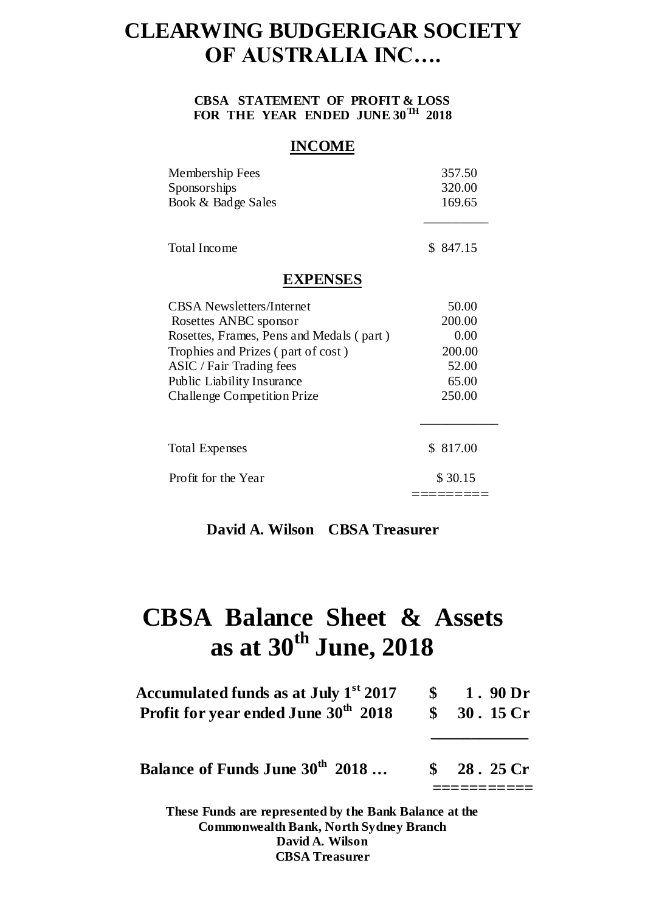# CLEARWING BUDGERIGAR SOCIETY OF AUSTRALIA INC….

**CBSA STATEMENT OF PROFIT & LOSS**
**FOR THE YEAR ENDED JUNE 30TH 2018**

## INCOME

| | |
|---|---|
| Membership Fees | 357.50 |
| Sponsorships | 320.00 |
| Book & Badge Sales | 169.65 |
| Total Income | $ 847.15 |

## EXPENSES

| | |
|---|---|
| CBSA Newsletters/Internet | 50.00 |
| Rosettes ANBC sponsor | 200.00 |
| Rosettes, Frames, Pens and Medals ( part ) | 0.00 |
| Trophies and Prizes ( part of cost ) | 200.00 |
| ASIC / Fair Trading fees | 52.00 |
| Public Liability Insurance | 65.00 |
| Challenge Competition Prize | 250.00 |
| Total Expenses | $ 817.00 |
| Profit for the Year | $ 30.15 |

**David A. Wilson CBSA Treasurer**

# CBSA Balance Sheet & Assets as at 30th June, 2018

| | |
|---|---|
| **Accumulated funds as at July 1st 2017** | **$ 1 . 90 Dr** |
| **Profit for year ended June 30th 2018** | **$ 30 . 15 Cr** |
| **Balance of Funds June 30th 2018 …** | **$ 28 . 25 Cr** |

**These Funds are represented by the Bank Balance at the Commonwealth Bank, North Sydney Branch**
**David A. Wilson**
**CBSA Treasurer**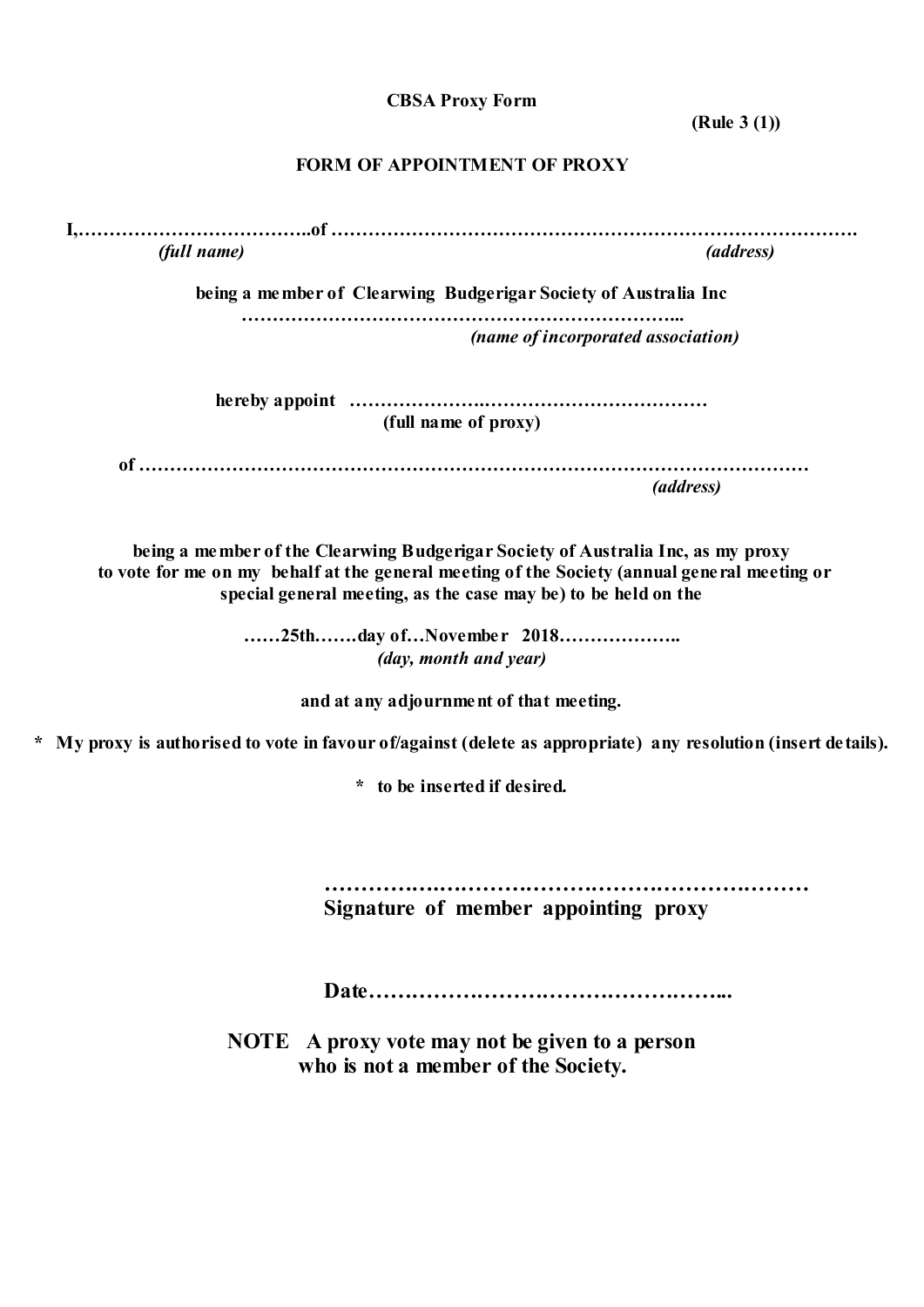**CBSA Proxy Form**

**(Rule 3 (1))**

**FORM OF APPOINTMENT OF PROXY**

**I,………………………………..of ……………………………………………………………………….**
*(full name)* *(address)*

**being a member of Clearwing Budgerigar Society of Australia Inc**
**……………………………………………………………...**
*(name of incorporated association)*

**hereby appoint ………………….……………………………**
**(full name of proxy)**

**of ………………………………………………………………………………………**
*(address)*

**being a member of the Clearwing Budgerigar Society of Australia Inc, as my proxy to vote for me on my behalf at the general meeting of the Society (annual general meeting or special general meeting, as the case may be) to be held on the**

**……25th…….day of…November 2018………………..**
*(day, month and year)*

**and at any adjournment of that meeting.**

**\* My proxy is authorised to vote in favour of/against (delete as appropriate) any resolution (insert details).**

**\* to be inserted if desired.**

**………….………………….………….…………………**
**Signature of member appointing proxy**

**Date……….……………….………….……...**

**NOTE A proxy vote may not be given to a person who is not a member of the Society.**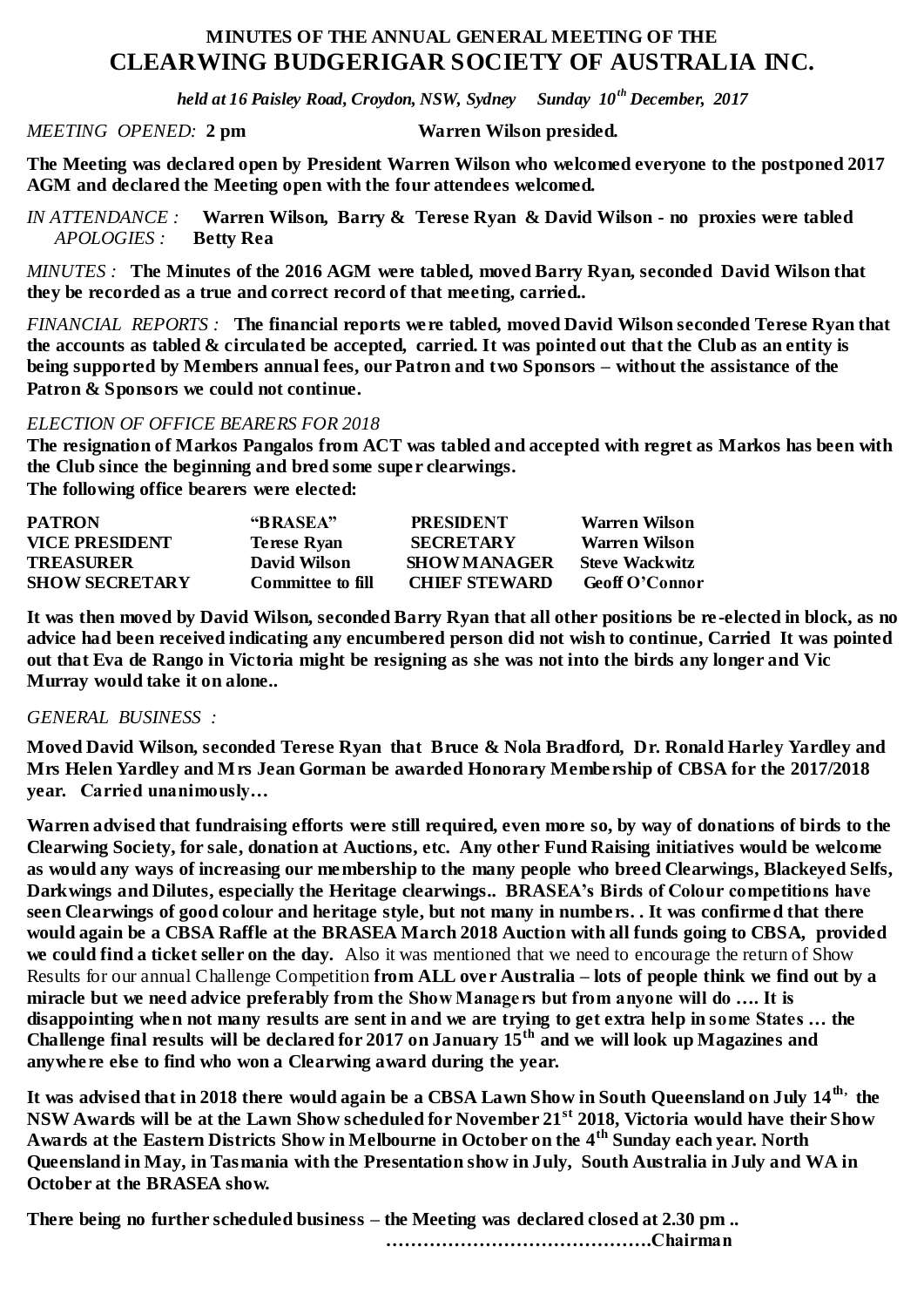## MINUTES OF THE ANNUAL GENERAL MEETING OF THE
# CLEARWING BUDGERIGAR SOCIETY OF AUSTRALIA INC.

*held at 16 Paisley Road, Croydon, NSW, Sydney Sunday 10th December, 2017*

*MEETING OPENED:* **2 pm** **Warren Wilson presided.**

**The Meeting was declared open by President Warren Wilson who welcomed everyone to the postponed 2017 AGM and declared the Meeting open with the four attendees welcomed.**

*IN ATTENDANCE :* **Warren Wilson, Barry & Terese Ryan & David Wilson - no proxies were tabled**
*APOLOGIES :* **Betty Rea**

*MINUTES :* **The Minutes of the 2016 AGM were tabled, moved Barry Ryan, seconded David Wilson that they be recorded as a true and correct record of that meeting, carried..**

*FINANCIAL REPORTS :* **The financial reports were tabled, moved David Wilson seconded Terese Ryan that the accounts as tabled & circulated be accepted, carried. It was pointed out that the Club as an entity is being supported by Members annual fees, our Patron and two Sponsors – without the assistance of the Patron & Sponsors we could not continue.**

*ELECTION OF OFFICE BEARERS FOR 2018*

**The resignation of Markos Pangalos from ACT was tabled and accepted with regret as Markos has been with the Club since the beginning and bred some super clearwings.**
**The following office bearers were elected:**

| | | | |
|---|---|---|---|
| **PATRON** | **"BRASEA"** | **PRESIDENT** | **Warren Wilson** |
| **VICE PRESIDENT** | **Terese Ryan** | **SECRETARY** | **Warren Wilson** |
| **TREASURER** | **David Wilson** | **SHOW MANAGER** | **Steve Wackwitz** |
| **SHOW SECRETARY** | **Committee to fill** | **CHIEF STEWARD** | **Geoff O'Connor** |

**It was then moved by David Wilson, seconded Barry Ryan that all other positions be re-elected in block, as no advice had been received indicating any encumbered person did not wish to continue, Carried It was pointed out that Eva de Rango in Victoria might be resigning as she was not into the birds any longer and Vic Murray would take it on alone..**

*GENERAL BUSINESS :*

**Moved David Wilson, seconded Terese Ryan that Bruce & Nola Bradford, Dr. Ronald Harley Yardley and Mrs Helen Yardley and Mrs Jean Gorman be awarded Honorary Membership of CBSA for the 2017/2018 year. Carried unanimously…**

**Warren advised that fundraising efforts were still required, even more so, by way of donations of birds to the Clearwing Society, for sale, donation at Auctions, etc. Any other Fund Raising initiatives would be welcome as would any ways of increasing our membership to the many people who breed Clearwings, Blackeyed Selfs, Darkwings and Dilutes, especially the Heritage clearwings.. BRASEA's Birds of Colour competitions have seen Clearwings of good colour and heritage style, but not many in numbers. . It was confirmed that there would again be a CBSA Raffle at the BRASEA March 2018 Auction with all funds going to CBSA, provided we could find a ticket seller on the day.** Also it was mentioned that we need to encourage the return of Show Results for our annual Challenge Competition **from ALL over Australia – lots of people think we find out by a miracle but we need advice preferably from the Show Managers but from anyone will do …. It is disappointing when not many results are sent in and we are trying to get extra help in some States … the Challenge final results will be declared for 2017 on January 15th and we will look up Magazines and anywhere else to find who won a Clearwing award during the year.**

**It was advised that in 2018 there would again be a CBSA Lawn Show in South Queensland on July 14th, the NSW Awards will be at the Lawn Show scheduled for November 21st 2018, Victoria would have their Show Awards at the Eastern Districts Show in Melbourne in October on the 4th Sunday each year. North Queensland in May, in Tasmania with the Presentation show in July, South Australia in July and WA in October at the BRASEA show.**

**There being no further scheduled business – the Meeting was declared closed at 2.30 pm ..**

**…………………………………….Chairman**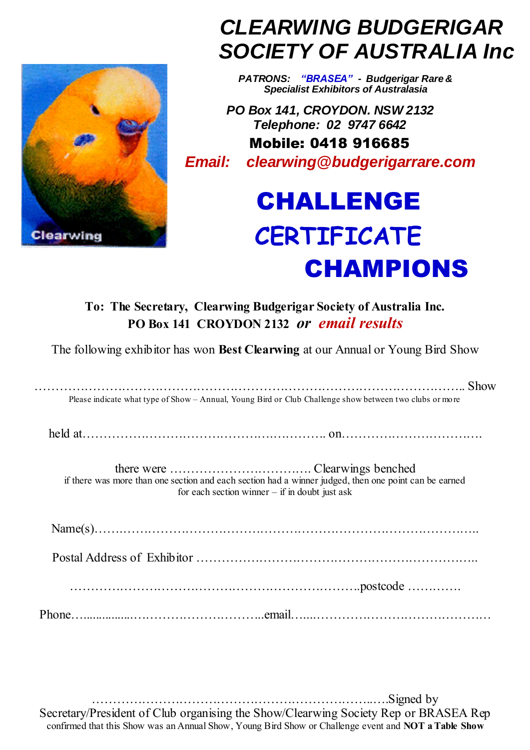# CLEARWING BUDGERIGAR SOCIETY OF AUSTRALIA Inc

***PATRONS: "BRASEA" - Budgerigar Rare & Specialist Exhibitors of Australasia***

***PO Box 141, CROYDON. NSW 2132***
***Telephone: 02 9747 6642***
**Mobile: 0418 916685**
***Email: clearwing@budgerigarrare.com***

## CHALLENGE CERTIFICATE CHAMPIONS

**To: The Secretary, Clearwing Budgerigar Society of Australia Inc.**
**PO Box 141 CROYDON 2132** ***or email results***

The following exhibitor has won **Best Clearwing** at our Annual or Young Bird Show

……………………………………………………………………………………………. Show
Please indicate what type of Show – Annual, Young Bird or Club Challenge show between two clubs or more

held at……………………………………………………. on…………………………….

there were ………………………….. Clearwings benched
if there was more than one section and each section had a winner judged, then one point can be earned for each section winner – if in doubt just ask

Name(s)……………………………………………………………………………………..

Postal Address of Exhibitor ……………………………………………………………..

……………………………………………………………………..postcode ………….

Phone………………………………………..email………………………………………

…………………………………………………………………….Signed by
Secretary/President of Club organising the Show/Clearwing Society Rep or BRASEA Rep
confirmed that this Show was an Annual Show, Young Bird Show or Challenge event and **NOT a Table Show**